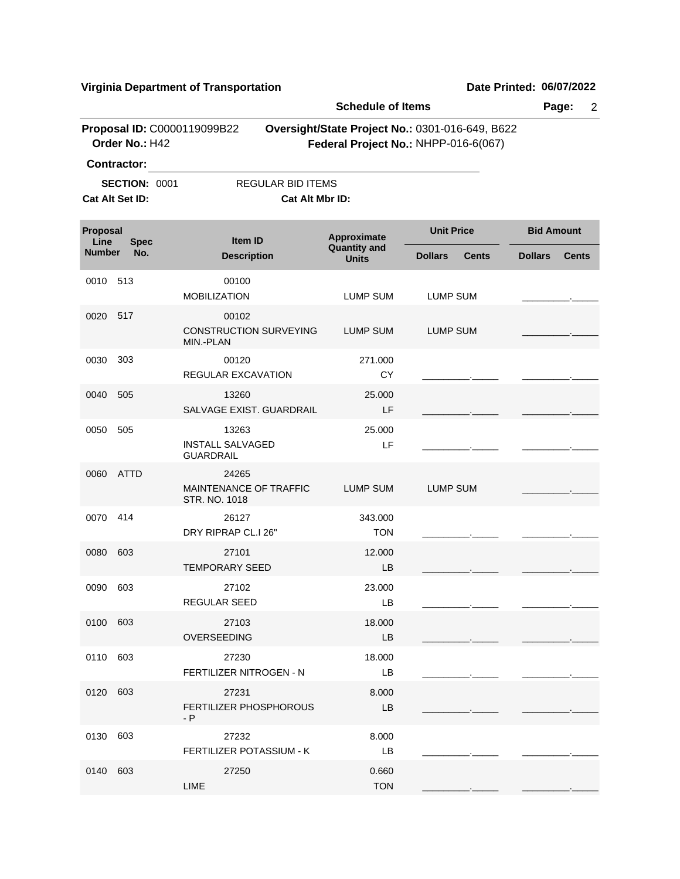**Virginia Department of Transportation** **Date Printed: 06/07/2022**

**Schedule of Items**

**Proposal ID:** C0000119099B22 **Oversight/State Project No.:** 0301-016-649, B622
**Order No.:** H42 **Federal Project No.:** NHPP-016-6(067)

**Contractor:** ____________________________________________

**SECTION:** 0001 REGULAR BID ITEMS

**Cat Alt Set ID:** **Cat Alt Mbr ID:**

| Proposal Line Number | Spec No. | Item ID / Description | Approximate Quantity and Units | Unit Price Dollars | Unit Price Cents | Bid Amount Dollars | Bid Amount Cents |
|---|---|---|---|---|---|---|---|
| 0010 | 513 | 00100 MOBILIZATION | LUMP SUM | LUMP SUM | | _________ | _____ |
| 0020 | 517 | 00102 CONSTRUCTION SURVEYING MIN.-PLAN | LUMP SUM | LUMP SUM | | _________ | _____ |
| 0030 | 303 | 00120 REGULAR EXCAVATION | 271.000 CY | _________ | _____ | _________ | _____ |
| 0040 | 505 | 13260 SALVAGE EXIST. GUARDRAIL | 25.000 LF | _________ | _____ | _________ | _____ |
| 0050 | 505 | 13263 INSTALL SALVAGED GUARDRAIL | 25.000 LF | _________ | _____ | _________ | _____ |
| 0060 | ATTD | 24265 MAINTENANCE OF TRAFFIC STR. NO. 1018 | LUMP SUM | LUMP SUM | | _________ | _____ |
| 0070 | 414 | 26127 DRY RIPRAP CL.I 26" | 343.000 TON | _________ | _____ | _________ | _____ |
| 0080 | 603 | 27101 TEMPORARY SEED | 12.000 LB | _________ | _____ | _________ | _____ |
| 0090 | 603 | 27102 REGULAR SEED | 23.000 LB | _________ | _____ | _________ | _____ |
| 0100 | 603 | 27103 OVERSEEDING | 18.000 LB | _________ | _____ | _________ | _____ |
| 0110 | 603 | 27230 FERTILIZER NITROGEN - N | 18.000 LB | _________ | _____ | _________ | _____ |
| 0120 | 603 | 27231 FERTILIZER PHOSPHOROUS - P | 8.000 LB | _________ | _____ | _________ | _____ |
| 0130 | 603 | 27232 FERTILIZER POTASSIUM - K | 8.000 LB | _________ | _____ | _________ | _____ |
| 0140 | 603 | 27250 LIME | 0.660 TON | _________ | _____ | _________ | _____ |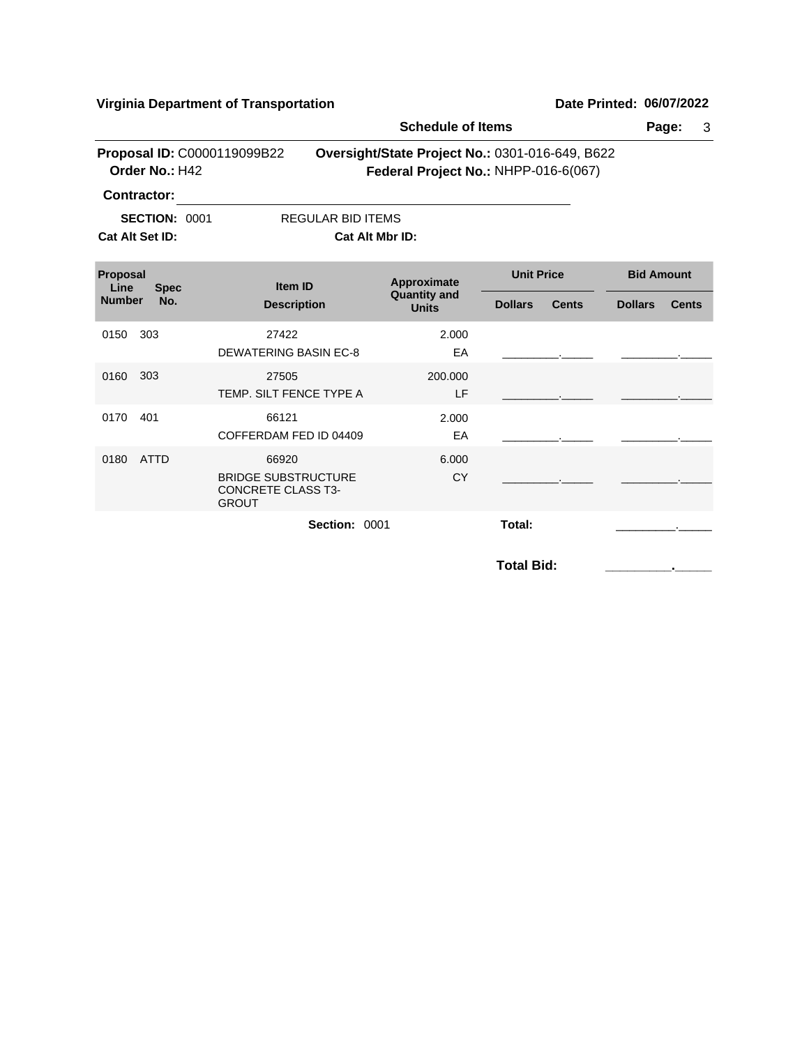**Virginia Department of Transportation** **Date Printed: 06/07/2022**

**Schedule of Items**

**Proposal ID:** C0000119099B22 **Oversight/State Project No.:** 0301-016-649, B622
**Order No.:** H42 **Federal Project No.:** NHPP-016-6(067)

**Contractor:** ______________________________

**SECTION:** 0001 REGULAR BID ITEMS

**Cat Alt Set ID:** **Cat Alt Mbr ID:**

| Proposal Line Number | Spec No. | Item ID / Description | Approximate Quantity and Units | Unit Price Dollars | Unit Price Cents | Bid Amount Dollars | Bid Amount Cents |
|---|---|---|---|---|---|---|---|
| 0150 | 303 | 27422<br>DEWATERING BASIN EC-8 | 2.000<br>EA | _________ | _____ | _________ | _____ |
| 0160 | 303 | 27505<br>TEMP. SILT FENCE TYPE A | 200.000<br>LF | _________ | _____ | _________ | _____ |
| 0170 | 401 | 66121<br>COFFERDAM FED ID 04409 | 2.000<br>EA | _________ | _____ | _________ | _____ |
| 0180 | ATTD | 66920<br>BRIDGE SUBSTRUCTURE CONCRETE CLASS T3-GROUT | 6.000<br>CY | _________ | _____ | _________ | _____ |
| | | **Section:** 0001 | | **Total:** | | _________ | _____ |

**Total Bid:** _________._____